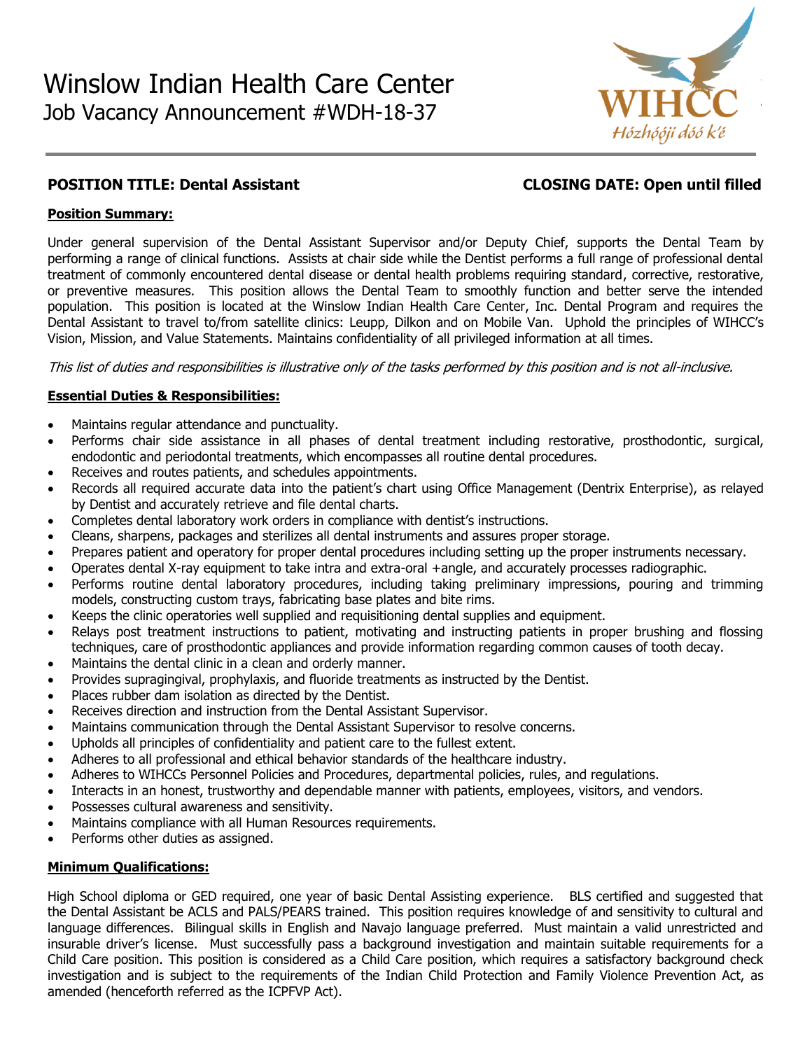# Winslow Indian Health Care Center

## Job Vacancy Announcement #WDH-18-37

WIHCC
*Hózhǫ́ǫ́jí dóó k'é*

**POSITION TITLE: Dental Assistant** **CLOSING DATE: Open until filled**

**Position Summary:**

Under general supervision of the Dental Assistant Supervisor and/or Deputy Chief, supports the Dental Team by performing a range of clinical functions. Assists at chair side while the Dentist performs a full range of professional dental treatment of commonly encountered dental disease or dental health problems requiring standard, corrective, restorative, or preventive measures. This position allows the Dental Team to smoothly function and better serve the intended population. This position is located at the Winslow Indian Health Care Center, Inc. Dental Program and requires the Dental Assistant to travel to/from satellite clinics: Leupp, Dilkon and on Mobile Van. Uphold the principles of WIHCC's Vision, Mission, and Value Statements. Maintains confidentiality of all privileged information at all times.

*This list of duties and responsibilities is illustrative only of the tasks performed by this position and is not all-inclusive.*

**Essential Duties & Responsibilities:**

- Maintains regular attendance and punctuality.
- Performs chair side assistance in all phases of dental treatment including restorative, prosthodontic, surgical, endodontic and periodontal treatments, which encompasses all routine dental procedures.
- Receives and routes patients, and schedules appointments.
- Records all required accurate data into the patient's chart using Office Management (Dentrix Enterprise), as relayed by Dentist and accurately retrieve and file dental charts.
- Completes dental laboratory work orders in compliance with dentist's instructions.
- Cleans, sharpens, packages and sterilizes all dental instruments and assures proper storage.
- Prepares patient and operatory for proper dental procedures including setting up the proper instruments necessary.
- Operates dental X-ray equipment to take intra and extra-oral +angle, and accurately processes radiographic.
- Performs routine dental laboratory procedures, including taking preliminary impressions, pouring and trimming models, constructing custom trays, fabricating base plates and bite rims.
- Keeps the clinic operatories well supplied and requisitioning dental supplies and equipment.
- Relays post treatment instructions to patient, motivating and instructing patients in proper brushing and flossing techniques, care of prosthodontic appliances and provide information regarding common causes of tooth decay.
- Maintains the dental clinic in a clean and orderly manner.
- Provides supragingival, prophylaxis, and fluoride treatments as instructed by the Dentist.
- Places rubber dam isolation as directed by the Dentist.
- Receives direction and instruction from the Dental Assistant Supervisor.
- Maintains communication through the Dental Assistant Supervisor to resolve concerns.
- Upholds all principles of confidentiality and patient care to the fullest extent.
- Adheres to all professional and ethical behavior standards of the healthcare industry.
- Adheres to WIHCCs Personnel Policies and Procedures, departmental policies, rules, and regulations.
- Interacts in an honest, trustworthy and dependable manner with patients, employees, visitors, and vendors.
- Possesses cultural awareness and sensitivity.
- Maintains compliance with all Human Resources requirements.
- Performs other duties as assigned.

**Minimum Qualifications:**

High School diploma or GED required, one year of basic Dental Assisting experience. BLS certified and suggested that the Dental Assistant be ACLS and PALS/PEARS trained. This position requires knowledge of and sensitivity to cultural and language differences. Bilingual skills in English and Navajo language preferred. Must maintain a valid unrestricted and insurable driver's license. Must successfully pass a background investigation and maintain suitable requirements for a Child Care position. This position is considered as a Child Care position, which requires a satisfactory background check investigation and is subject to the requirements of the Indian Child Protection and Family Violence Prevention Act, as amended (henceforth referred as the ICPFVP Act).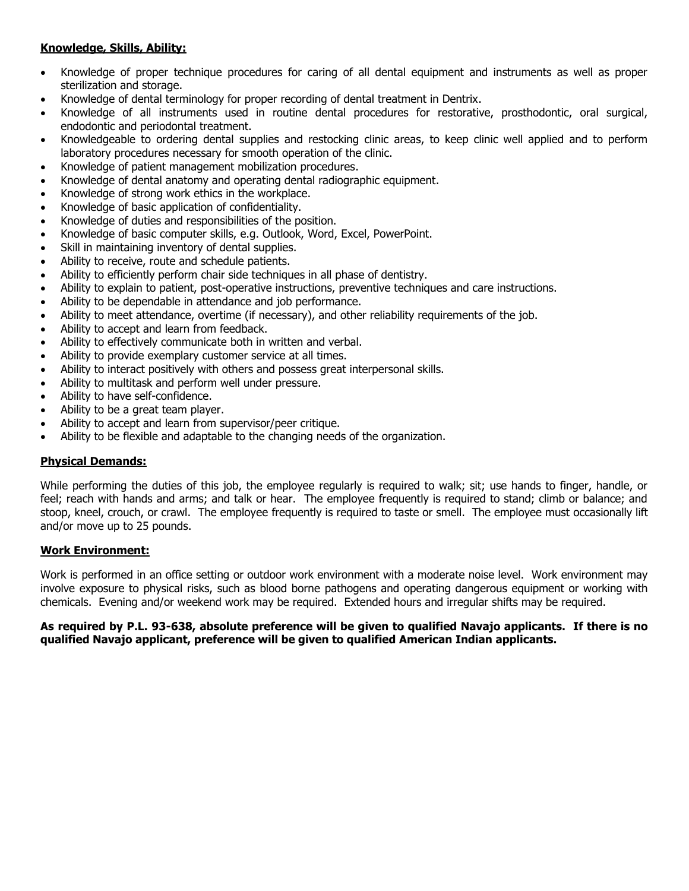**Knowledge, Skills, Ability:**

- Knowledge of proper technique procedures for caring of all dental equipment and instruments as well as proper sterilization and storage.
- Knowledge of dental terminology for proper recording of dental treatment in Dentrix.
- Knowledge of all instruments used in routine dental procedures for restorative, prosthodontic, oral surgical, endodontic and periodontal treatment.
- Knowledgeable to ordering dental supplies and restocking clinic areas, to keep clinic well applied and to perform laboratory procedures necessary for smooth operation of the clinic.
- Knowledge of patient management mobilization procedures.
- Knowledge of dental anatomy and operating dental radiographic equipment.
- Knowledge of strong work ethics in the workplace.
- Knowledge of basic application of confidentiality.
- Knowledge of duties and responsibilities of the position.
- Knowledge of basic computer skills, e.g. Outlook, Word, Excel, PowerPoint.
- Skill in maintaining inventory of dental supplies.
- Ability to receive, route and schedule patients.
- Ability to efficiently perform chair side techniques in all phase of dentistry.
- Ability to explain to patient, post-operative instructions, preventive techniques and care instructions.
- Ability to be dependable in attendance and job performance.
- Ability to meet attendance, overtime (if necessary), and other reliability requirements of the job.
- Ability to accept and learn from feedback.
- Ability to effectively communicate both in written and verbal.
- Ability to provide exemplary customer service at all times.
- Ability to interact positively with others and possess great interpersonal skills.
- Ability to multitask and perform well under pressure.
- Ability to have self-confidence.
- Ability to be a great team player.
- Ability to accept and learn from supervisor/peer critique.
- Ability to be flexible and adaptable to the changing needs of the organization.

**Physical Demands:**

While performing the duties of this job, the employee regularly is required to walk; sit; use hands to finger, handle, or feel; reach with hands and arms; and talk or hear. The employee frequently is required to stand; climb or balance; and stoop, kneel, crouch, or crawl. The employee frequently is required to taste or smell. The employee must occasionally lift and/or move up to 25 pounds.

**Work Environment:**

Work is performed in an office setting or outdoor work environment with a moderate noise level. Work environment may involve exposure to physical risks, such as blood borne pathogens and operating dangerous equipment or working with chemicals. Evening and/or weekend work may be required. Extended hours and irregular shifts may be required.

**As required by P.L. 93-638, absolute preference will be given to qualified Navajo applicants. If there is no qualified Navajo applicant, preference will be given to qualified American Indian applicants.**